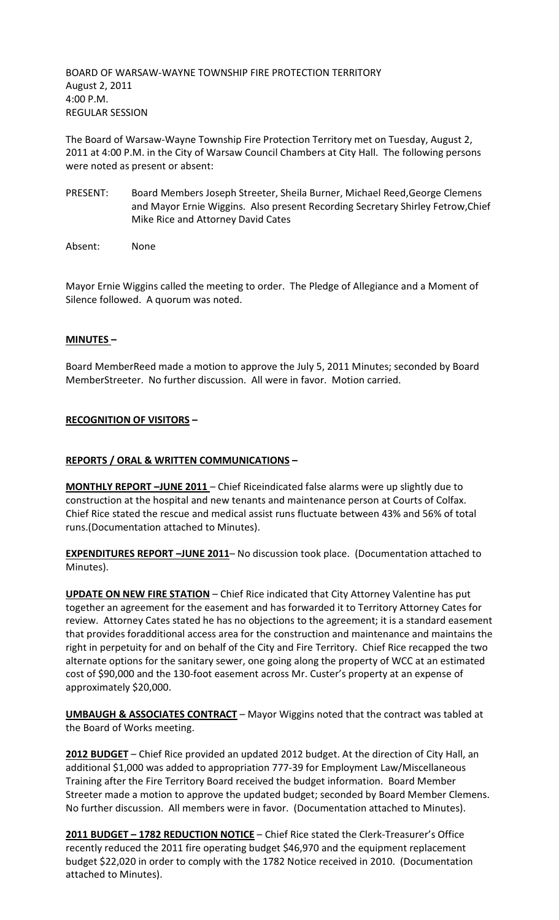BOARD OF WARSAW-WAYNE TOWNSHIP FIRE PROTECTION TERRITORY
August 2, 2011
4:00 P.M.
REGULAR SESSION

The Board of Warsaw-Wayne Township Fire Protection Territory met on Tuesday, August 2, 2011 at 4:00 P.M. in the City of Warsaw Council Chambers at City Hall. The following persons were noted as present or absent:

PRESENT: Board Members Joseph Streeter, Sheila Burner, Michael Reed,George Clemens and Mayor Ernie Wiggins. Also present Recording Secretary Shirley Fetrow,Chief Mike Rice and Attorney David Cates

Absent: None

Mayor Ernie Wiggins called the meeting to order. The Pledge of Allegiance and a Moment of Silence followed. A quorum was noted.

**MINUTES –**

Board MemberReed made a motion to approve the July 5, 2011 Minutes; seconded by Board MemberStreeter. No further discussion. All were in favor. Motion carried.

**RECOGNITION OF VISITORS –**

**REPORTS / ORAL & WRITTEN COMMUNICATIONS –**

**MONTHLY REPORT –JUNE 2011** – Chief Riceindicated false alarms were up slightly due to construction at the hospital and new tenants and maintenance person at Courts of Colfax. Chief Rice stated the rescue and medical assist runs fluctuate between 43% and 56% of total runs.(Documentation attached to Minutes).

**EXPENDITURES REPORT –JUNE 2011**– No discussion took place. (Documentation attached to Minutes).

**UPDATE ON NEW FIRE STATION** – Chief Rice indicated that City Attorney Valentine has put together an agreement for the easement and has forwarded it to Territory Attorney Cates for review. Attorney Cates stated he has no objections to the agreement; it is a standard easement that provides foradditional access area for the construction and maintenance and maintains the right in perpetuity for and on behalf of the City and Fire Territory. Chief Rice recapped the two alternate options for the sanitary sewer, one going along the property of WCC at an estimated cost of $90,000 and the 130-foot easement across Mr. Custer's property at an expense of approximately $20,000.

**UMBAUGH & ASSOCIATES CONTRACT** – Mayor Wiggins noted that the contract was tabled at the Board of Works meeting.

**2012 BUDGET** – Chief Rice provided an updated 2012 budget. At the direction of City Hall, an additional $1,000 was added to appropriation 777-39 for Employment Law/Miscellaneous Training after the Fire Territory Board received the budget information. Board Member Streeter made a motion to approve the updated budget; seconded by Board Member Clemens. No further discussion. All members were in favor. (Documentation attached to Minutes).

**2011 BUDGET – 1782 REDUCTION NOTICE** – Chief Rice stated the Clerk-Treasurer's Office recently reduced the 2011 fire operating budget $46,970 and the equipment replacement budget $22,020 in order to comply with the 1782 Notice received in 2010. (Documentation attached to Minutes).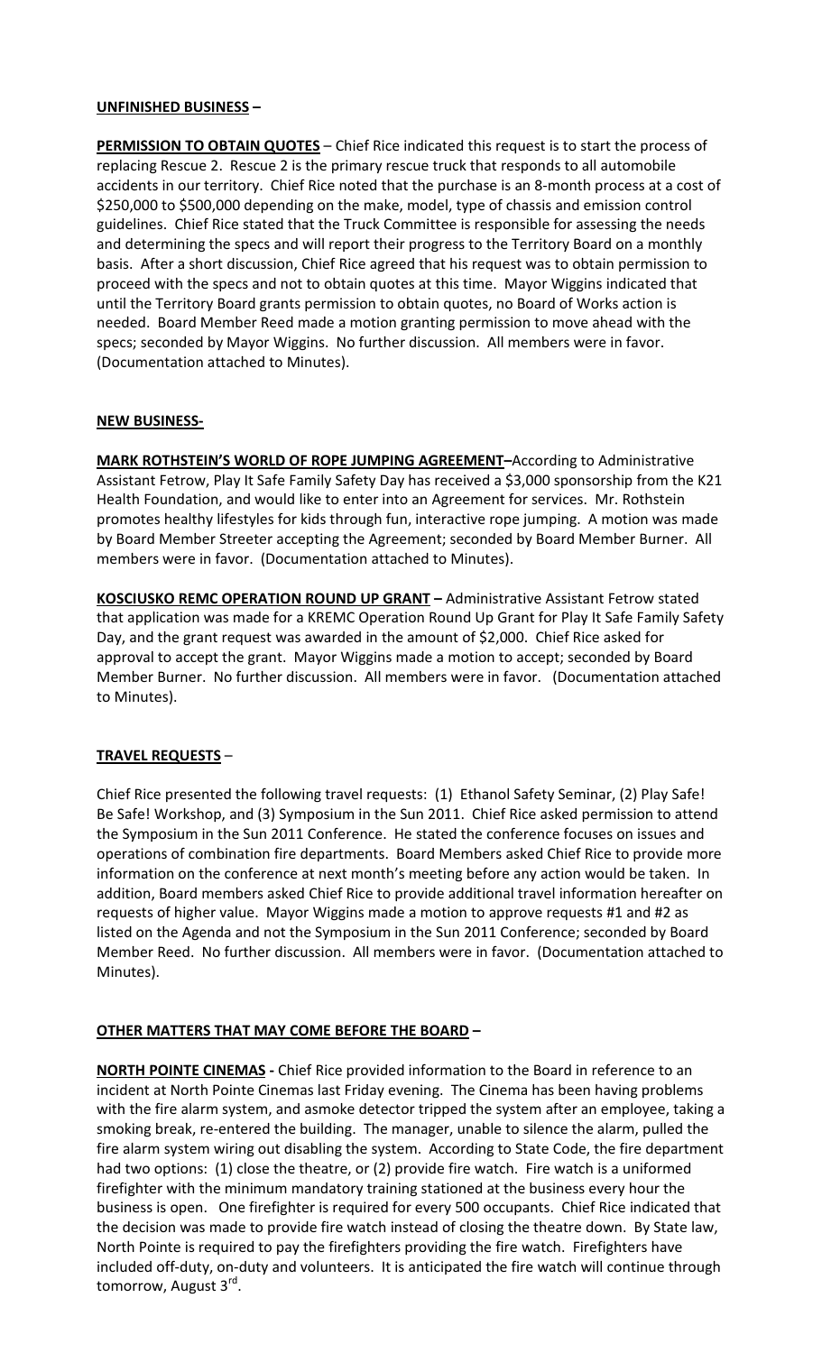**UNFINISHED BUSINESS –**

**PERMISSION TO OBTAIN QUOTES** – Chief Rice indicated this request is to start the process of replacing Rescue 2. Rescue 2 is the primary rescue truck that responds to all automobile accidents in our territory. Chief Rice noted that the purchase is an 8-month process at a cost of $250,000 to $500,000 depending on the make, model, type of chassis and emission control guidelines. Chief Rice stated that the Truck Committee is responsible for assessing the needs and determining the specs and will report their progress to the Territory Board on a monthly basis. After a short discussion, Chief Rice agreed that his request was to obtain permission to proceed with the specs and not to obtain quotes at this time. Mayor Wiggins indicated that until the Territory Board grants permission to obtain quotes, no Board of Works action is needed. Board Member Reed made a motion granting permission to move ahead with the specs; seconded by Mayor Wiggins. No further discussion. All members were in favor. (Documentation attached to Minutes).

**NEW BUSINESS-**

**MARK ROTHSTEIN'S WORLD OF ROPE JUMPING AGREEMENT–**According to Administrative Assistant Fetrow, Play It Safe Family Safety Day has received a $3,000 sponsorship from the K21 Health Foundation, and would like to enter into an Agreement for services. Mr. Rothstein promotes healthy lifestyles for kids through fun, interactive rope jumping. A motion was made by Board Member Streeter accepting the Agreement; seconded by Board Member Burner. All members were in favor. (Documentation attached to Minutes).

**KOSCIUSKO REMC OPERATION ROUND UP GRANT –** Administrative Assistant Fetrow stated that application was made for a KREMC Operation Round Up Grant for Play It Safe Family Safety Day, and the grant request was awarded in the amount of $2,000. Chief Rice asked for approval to accept the grant. Mayor Wiggins made a motion to accept; seconded by Board Member Burner. No further discussion. All members were in favor. (Documentation attached to Minutes).

**TRAVEL REQUESTS** –

Chief Rice presented the following travel requests: (1) Ethanol Safety Seminar, (2) Play Safe! Be Safe! Workshop, and (3) Symposium in the Sun 2011. Chief Rice asked permission to attend the Symposium in the Sun 2011 Conference. He stated the conference focuses on issues and operations of combination fire departments. Board Members asked Chief Rice to provide more information on the conference at next month's meeting before any action would be taken. In addition, Board members asked Chief Rice to provide additional travel information hereafter on requests of higher value. Mayor Wiggins made a motion to approve requests #1 and #2 as listed on the Agenda and not the Symposium in the Sun 2011 Conference; seconded by Board Member Reed. No further discussion. All members were in favor. (Documentation attached to Minutes).

**OTHER MATTERS THAT MAY COME BEFORE THE BOARD –**

**NORTH POINTE CINEMAS -** Chief Rice provided information to the Board in reference to an incident at North Pointe Cinemas last Friday evening. The Cinema has been having problems with the fire alarm system, and asmoke detector tripped the system after an employee, taking a smoking break, re-entered the building. The manager, unable to silence the alarm, pulled the fire alarm system wiring out disabling the system. According to State Code, the fire department had two options: (1) close the theatre, or (2) provide fire watch. Fire watch is a uniformed firefighter with the minimum mandatory training stationed at the business every hour the business is open. One firefighter is required for every 500 occupants. Chief Rice indicated that the decision was made to provide fire watch instead of closing the theatre down. By State law, North Pointe is required to pay the firefighters providing the fire watch. Firefighters have included off-duty, on-duty and volunteers. It is anticipated the fire watch will continue through tomorrow, August 3rd.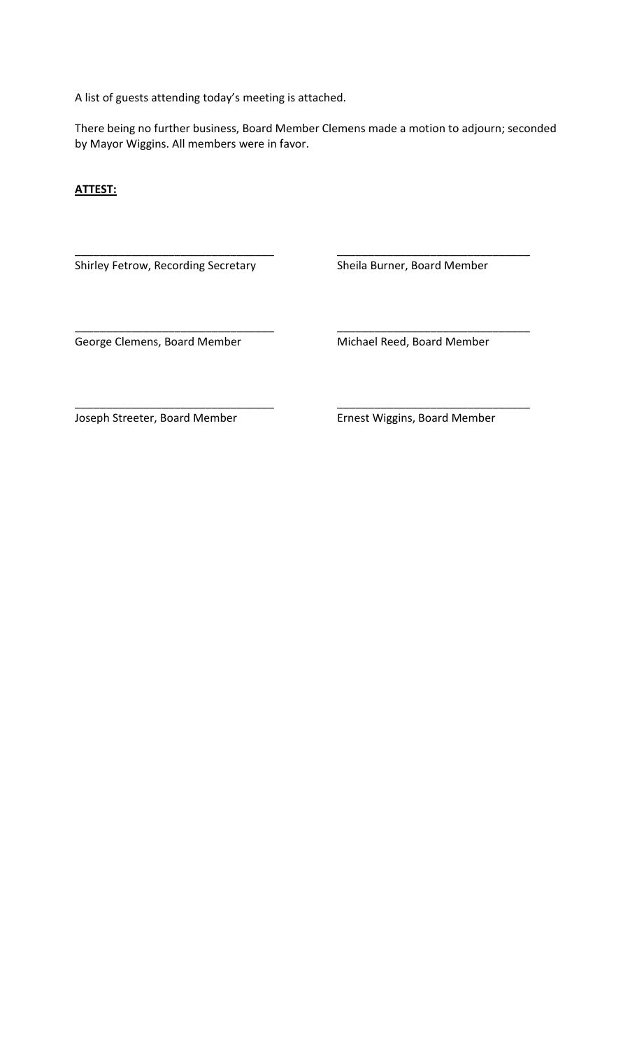A list of guests attending today's meeting is attached.

There being no further business, Board Member Clemens made a motion to adjourn; seconded by Mayor Wiggins. All members were in favor.

**ATTEST:**

| | |
|---|---|
| ________________________________ | ________________________________ |
| Shirley Fetrow, Recording Secretary | Sheila Burner, Board Member |
| ________________________________ | ________________________________ |
| George Clemens, Board Member | Michael Reed, Board Member |
| ________________________________ | ________________________________ |
| Joseph Streeter, Board Member | Ernest Wiggins, Board Member |